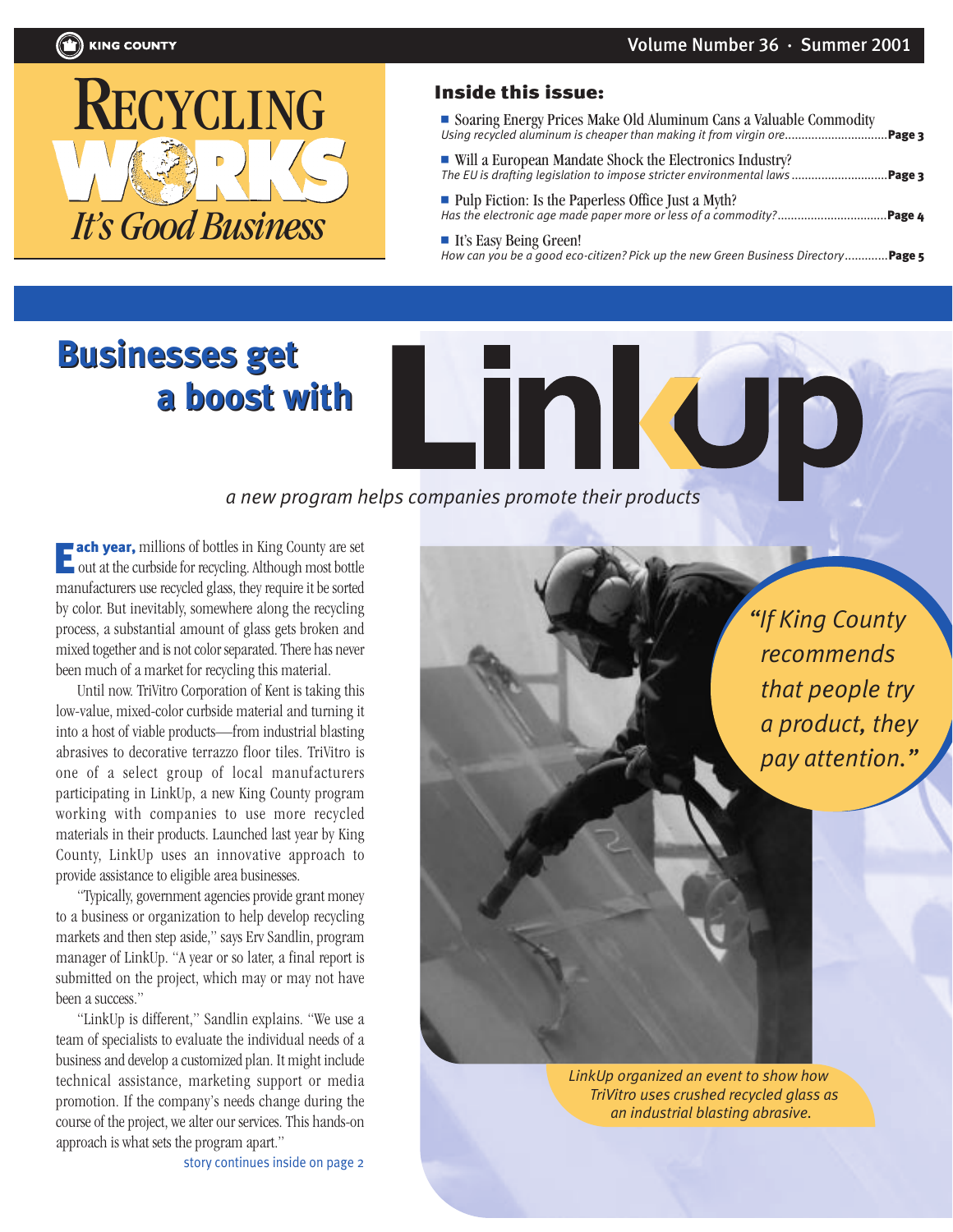KING COUNTY

Volume Number 36 · Summer 2001

# Recycling Works
*It's Good Business*

## Inside this issue:

- **Soaring Energy Prices Make Old Aluminum Cans a Valuable Commodity**
  *Using recycled aluminum is cheaper than making it from virgin ore*.............................. **Page 3**
- **Will a European Mandate Shock the Electronics Industry?**
  *The EU is drafting legislation to impose stricter environmental laws*............................ **Page 3**
- **Pulp Fiction: Is the Paperless Office Just a Myth?**
  *Has the electronic age made paper more or less of a commodity?*................................ **Page 4**
- **It's Easy Being Green!**
  *How can you be a good eco-citizen? Pick up the new Green Business Directory*............ **Page 5**

# Businesses get a boost with LinkUp

*a new program helps companies promote their products*

**Each year,** millions of bottles in King County are set out at the curbside for recycling. Although most bottle manufacturers use recycled glass, they require it be sorted by color. But inevitably, somewhere along the recycling process, a substantial amount of glass gets broken and mixed together and is not color separated. There has never been much of a market for recycling this material.

Until now. TriVitro Corporation of Kent is taking this low-value, mixed-color curbside material and turning it into a host of viable products—from industrial blasting abrasives to decorative terrazzo floor tiles. TriVitro is one of a select group of local manufacturers participating in LinkUp, a new King County program working with companies to use more recycled materials in their products. Launched last year by King County, LinkUp uses an innovative approach to provide assistance to eligible area businesses.

"Typically, government agencies provide grant money to a business or organization to help develop recycling markets and then step aside," says Erv Sandlin, program manager of LinkUp. "A year or so later, a final report is submitted on the project, which may or may not have been a success."

"LinkUp is different," Sandlin explains. "We use a team of specialists to evaluate the individual needs of a business and develop a customized plan. It might include technical assistance, marketing support or media promotion. If the company's needs change during the course of the project, we alter our services. This hands-on approach is what sets the program apart."

story continues inside on page 2

*"If King County recommends that people try a product, they pay attention."*

*LinkUp organized an event to show how TriVitro uses crushed recycled glass as an industrial blasting abrasive.*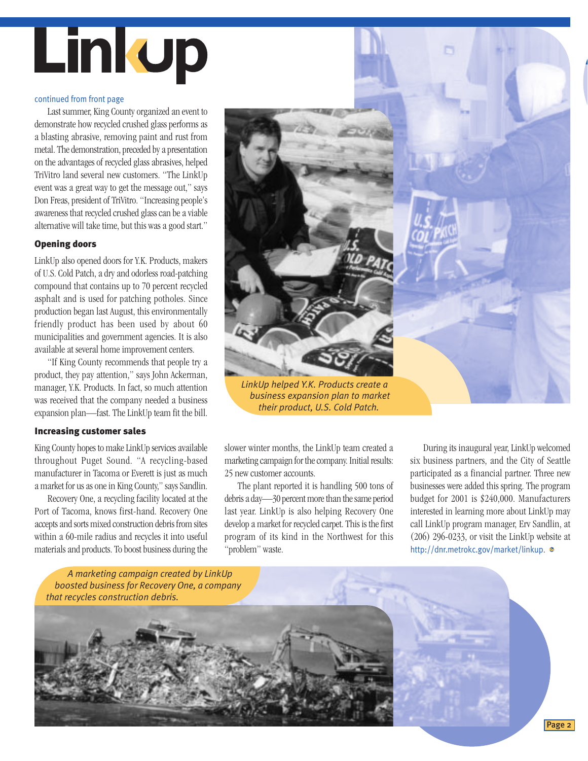# LinkUp

continued from front page

Last summer, King County organized an event to demonstrate how recycled crushed glass performs as a blasting abrasive, removing paint and rust from metal. The demonstration, preceded by a presentation on the advantages of recycled glass abrasives, helped TriVitro land several new customers. "The LinkUp event was a great way to get the message out," says Don Freas, president of TriVitro. "Increasing people's awareness that recycled crushed glass can be a viable alternative will take time, but this was a good start."

### Opening doors

LinkUp also opened doors for Y.K. Products, makers of U.S. Cold Patch, a dry and odorless road-patching compound that contains up to 70 percent recycled asphalt and is used for patching potholes. Since production began last August, this environmentally friendly product has been used by about 60 municipalities and government agencies. It is also available at several home improvement centers.

"If King County recommends that people try a product, they pay attention," says John Ackerman, manager, Y.K. Products. In fact, so much attention was received that the company needed a business expansion plan—fast. The LinkUp team fit the bill.

*LinkUp helped Y.K. Products create a business expansion plan to market their product, U.S. Cold Patch.*

### Increasing customer sales

King County hopes to make LinkUp services available throughout Puget Sound. "A recycling-based manufacturer in Tacoma or Everett is just as much a market for us as one in King County," says Sandlin.

Recovery One, a recycling facility located at the Port of Tacoma, knows first-hand. Recovery One accepts and sorts mixed construction debris from sites within a 60-mile radius and recycles it into useful materials and products. To boost business during the slower winter months, the LinkUp team created a marketing campaign for the company. Initial results: 25 new customer accounts.

The plant reported it is handling 500 tons of debris a day—30 percent more than the same period last year. LinkUp is also helping Recovery One develop a market for recycled carpet. This is the first program of its kind in the Northwest for this "problem" waste.

During its inaugural year, LinkUp welcomed six business partners, and the City of Seattle participated as a financial partner. Three new businesses were added this spring. The program budget for 2001 is $240,000. Manufacturers interested in learning more about LinkUp may call LinkUp program manager, Erv Sandlin, at (206) 296-0233, or visit the LinkUp website at http://dnr.metrokc.gov/market/linkup.

*A marketing campaign created by LinkUp boosted business for Recovery One, a company that recycles construction debris.*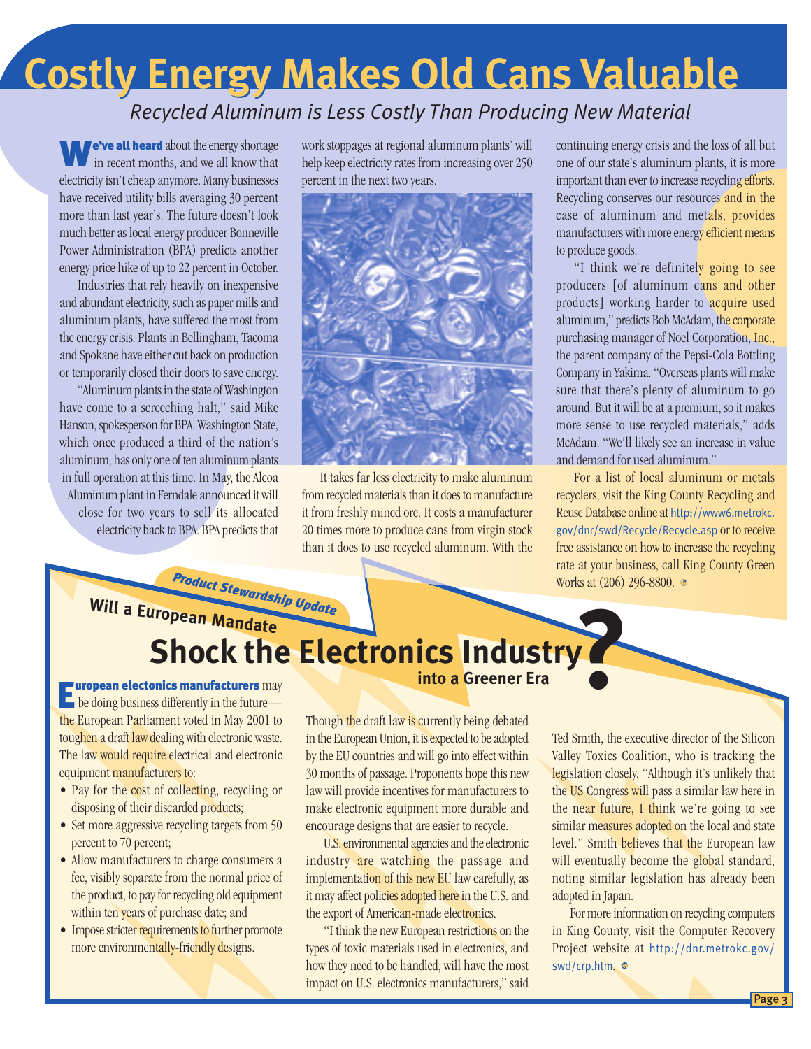# Costly Energy Makes Old Cans Valuable

*Recycled Aluminum is Less Costly Than Producing New Material*

**We've all heard** about the energy shortage in recent months, and we all know that electricity isn't cheap anymore. Many businesses have received utility bills averaging 30 percent more than last year's. The future doesn't look much better as local energy producer Bonneville Power Administration (BPA) predicts another energy price hike of up to 22 percent in October.

Industries that rely heavily on inexpensive and abundant electricity, such as paper mills and aluminum plants, have suffered the most from the energy crisis. Plants in Bellingham, Tacoma and Spokane have either cut back on production or temporarily closed their doors to save energy.

"Aluminum plants in the state of Washington have come to a screeching halt," said Mike Hanson, spokesperson for BPA. Washington State, which once produced a third of the nation's aluminum, has only one of ten aluminum plants in full operation at this time. In May, the Alcoa Aluminum plant in Ferndale announced it will close for two years to sell its allocated electricity back to BPA. BPA predicts that work stoppages at regional aluminum plants' will help keep electricity rates from increasing over 250 percent in the next two years.

It takes far less electricity to make aluminum from recycled materials than it does to manufacture it from freshly mined ore. It costs a manufacturer 20 times more to produce cans from virgin stock than it does to use recycled aluminum. With the continuing energy crisis and the loss of all but one of our state's aluminum plants, it is more important than ever to increase recycling efforts. Recycling conserves our resources and in the case of aluminum and metals, provides manufacturers with more energy efficient means to produce goods.

"I think we're definitely going to see producers [of aluminum cans and other products] working harder to acquire used aluminum," predicts Bob McAdam, the corporate purchasing manager of Noel Corporation, Inc., the parent company of the Pepsi-Cola Bottling Company in Yakima. "Overseas plants will make sure that there's plenty of aluminum to go around. But it will be at a premium, so it makes more sense to use recycled materials," adds McAdam. "We'll likely see an increase in value and demand for used aluminum."

For a list of local aluminum or metals recyclers, visit the King County Recycling and Reuse Database online at http://www6.metrokc.gov/dnr/swd/Recycle/Recycle.asp or to receive free assistance on how to increase the recycling rate at your business, call King County Green Works at (206) 296-8800.

*Product Stewardship Update*

## Will a European Mandate Shock the Electronics Industry into a Greener Era?

**European electonics manufacturers** may be doing business differently in the future—the European Parliament voted in May 2001 to toughen a draft law dealing with electronic waste. The law would require electrical and electronic equipment manufacturers to:

- Pay for the cost of collecting, recycling or disposing of their discarded products;
- Set more aggressive recycling targets from 50 percent to 70 percent;
- Allow manufacturers to charge consumers a fee, visibly separate from the normal price of the product, to pay for recycling old equipment within ten years of purchase date; and
- Impose stricter requirements to further promote more environmentally-friendly designs.

Though the draft law is currently being debated in the European Union, it is expected to be adopted by the EU countries and will go into effect within 30 months of passage. Proponents hope this new law will provide incentives for manufacturers to make electronic equipment more durable and encourage designs that are easier to recycle.

U.S. environmental agencies and the electronic industry are watching the passage and implementation of this new EU law carefully, as it may affect policies adopted here in the U.S. and the export of American-made electronics.

"I think the new European restrictions on the types of toxic materials used in electronics, and how they need to be handled, will have the most impact on U.S. electronics manufacturers," said Ted Smith, the executive director of the Silicon Valley Toxics Coalition, who is tracking the legislation closely. "Although it's unlikely that the US Congress will pass a similar law here in the near future, I think we're going to see similar measures adopted on the local and state level." Smith believes that the European law will eventually become the global standard, noting similar legislation has already been adopted in Japan.

For more information on recycling computers in King County, visit the Computer Recovery Project website at http://dnr.metrokc.gov/swd/crp.htm.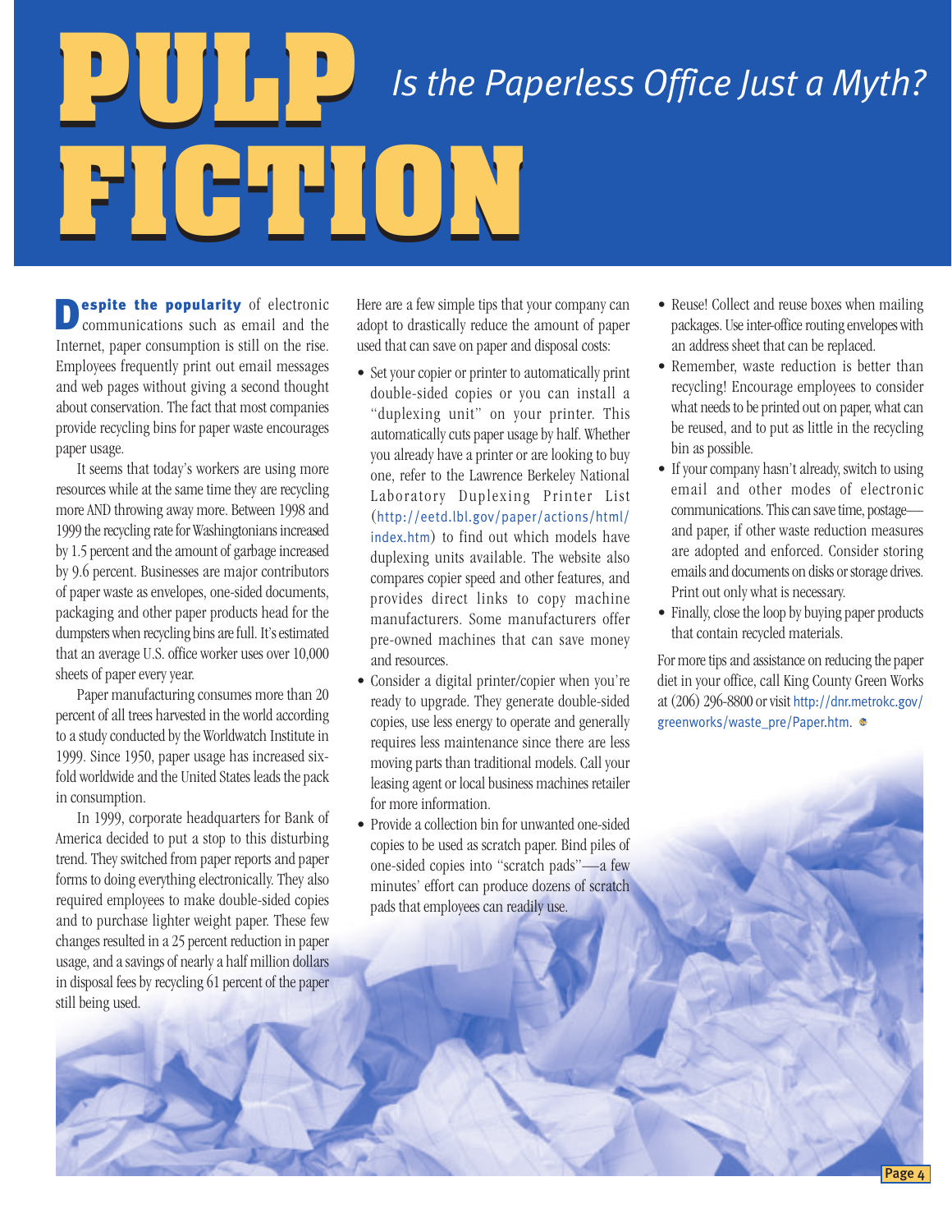# PULP FICTION

## *Is the Paperless Office Just a Myth?*

**Despite the popularity** of electronic communications such as email and the Internet, paper consumption is still on the rise. Employees frequently print out email messages and web pages without giving a second thought about conservation. The fact that most companies provide recycling bins for paper waste encourages paper usage.

It seems that today's workers are using more resources while at the same time they are recycling more AND throwing away more. Between 1998 and 1999 the recycling rate for Washingtonians increased by 1.5 percent and the amount of garbage increased by 9.6 percent. Businesses are major contributors of paper waste as envelopes, one-sided documents, packaging and other paper products head for the dumpsters when recycling bins are full. It's estimated that an average U.S. office worker uses over 10,000 sheets of paper every year.

Paper manufacturing consumes more than 20 percent of all trees harvested in the world according to a study conducted by the Worldwatch Institute in 1999. Since 1950, paper usage has increased six-fold worldwide and the United States leads the pack in consumption.

In 1999, corporate headquarters for Bank of America decided to put a stop to this disturbing trend. They switched from paper reports and paper forms to doing everything electronically. They also required employees to make double-sided copies and to purchase lighter weight paper. These few changes resulted in a 25 percent reduction in paper usage, and a savings of nearly a half million dollars in disposal fees by recycling 61 percent of the paper still being used.

Here are a few simple tips that your company can adopt to drastically reduce the amount of paper used that can save on paper and disposal costs:

- Set your copier or printer to automatically print double-sided copies or you can install a "duplexing unit" on your printer. This automatically cuts paper usage by half. Whether you already have a printer or are looking to buy one, refer to the Lawrence Berkeley National Laboratory Duplexing Printer List (http://eetd.lbl.gov/paper/actions/html/index.htm) to find out which models have duplexing units available. The website also compares copier speed and other features, and provides direct links to copy machine manufacturers. Some manufacturers offer pre-owned machines that can save money and resources.
- Consider a digital printer/copier when you're ready to upgrade. They generate double-sided copies, use less energy to operate and generally requires less maintenance since there are less moving parts than traditional models. Call your leasing agent or local business machines retailer for more information.
- Provide a collection bin for unwanted one-sided copies to be used as scratch paper. Bind piles of one-sided copies into "scratch pads"—a few minutes' effort can produce dozens of scratch pads that employees can readily use.
- Reuse! Collect and reuse boxes when mailing packages. Use inter-office routing envelopes with an address sheet that can be replaced.
- Remember, waste reduction is better than recycling! Encourage employees to consider what needs to be printed out on paper, what can be reused, and to put as little in the recycling bin as possible.
- If your company hasn't already, switch to using email and other modes of electronic communications. This can save time, postage—and paper, if other waste reduction measures are adopted and enforced. Consider storing emails and documents on disks or storage drives. Print out only what is necessary.
- Finally, close the loop by buying paper products that contain recycled materials.

For more tips and assistance on reducing the paper diet in your office, call King County Green Works at (206) 296-8800 or visit http://dnr.metrokc.gov/greenworks/waste_pre/Paper.htm.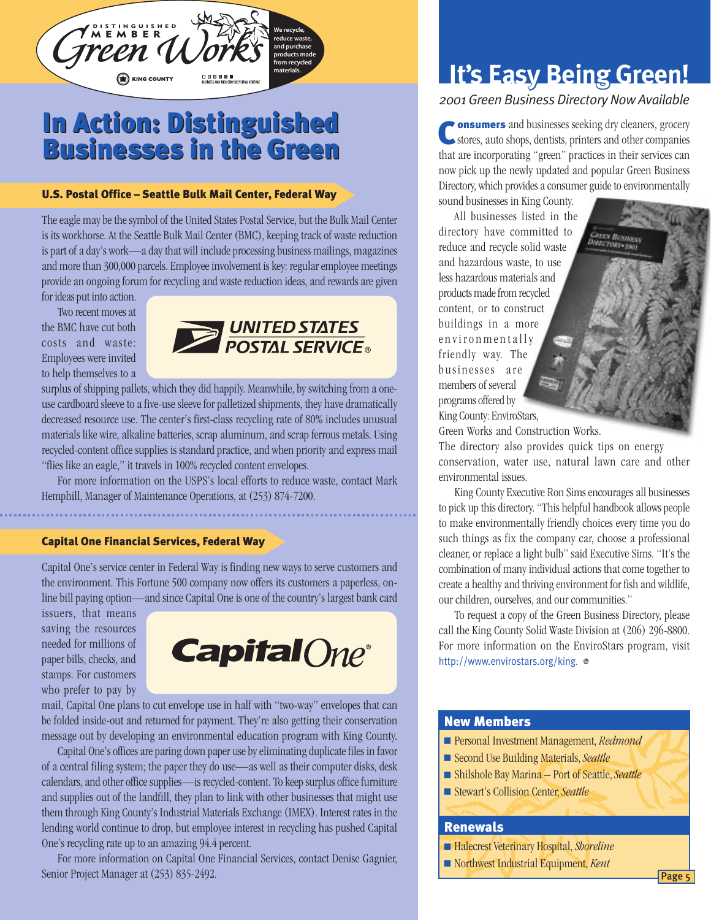DISTINGUISHED MEMBER Green Works

We recycle, reduce waste, and purchase products made from recycled materials.

KING COUNTY

# In Action: Distinguished Businesses in the Green

### U.S. Postal Office – Seattle Bulk Mail Center, Federal Way

The eagle may be the symbol of the United States Postal Service, but the Bulk Mail Center is its workhorse. At the Seattle Bulk Mail Center (BMC), keeping track of waste reduction is part of a day's work—a day that will include processing business mailings, magazines and more than 300,000 parcels. Employee involvement is key: regular employee meetings provide an ongoing forum for recycling and waste reduction ideas, and rewards are given for ideas put into action.

Two recent moves at the BMC have cut both costs and waste: Employees were invited to help themselves to a surplus of shipping pallets, which they did happily. Meanwhile, by switching from a one-use cardboard sleeve to a five-use sleeve for palletized shipments, they have dramatically decreased resource use. The center's first-class recycling rate of 80% includes unusual materials like wire, alkaline batteries, scrap aluminum, and scrap ferrous metals. Using recycled-content office supplies is standard practice, and when priority and express mail "flies like an eagle," it travels in 100% recycled content envelopes.

For more information on the USPS's local efforts to reduce waste, contact Mark Hemphill, Manager of Maintenance Operations, at (253) 874-7200.

### Capital One Financial Services, Federal Way

Capital One's service center in Federal Way is finding new ways to serve customers and the environment. This Fortune 500 company now offers its customers a paperless, on-line bill paying option—and since Capital One is one of the country's largest bank card issuers, that means saving the resources needed for millions of paper bills, checks, and stamps. For customers who prefer to pay by mail, Capital One plans to cut envelope use in half with "two-way" envelopes that can be folded inside-out and returned for payment. They're also getting their conservation message out by developing an environmental education program with King County.

Capital One's offices are paring down paper use by eliminating duplicate files in favor of a central filing system; the paper they do use—as well as their computer disks, desk calendars, and other office supplies—is recycled-content. To keep surplus office furniture and supplies out of the landfill, they plan to link with other businesses that might use them through King County's Industrial Materials Exchange (IMEX). Interest rates in the lending world continue to drop, but employee interest in recycling has pushed Capital One's recycling rate up to an amazing 94.4 percent.

For more information on Capital One Financial Services, contact Denise Gagnier, Senior Project Manager at (253) 835-2492.

# It's Easy Being Green!

*2001 Green Business Directory Now Available*

**Consumers** and businesses seeking dry cleaners, grocery stores, auto shops, dentists, printers and other companies that are incorporating "green" practices in their services can now pick up the newly updated and popular Green Business Directory, which provides a consumer guide to environmentally sound businesses in King County.

All businesses listed in the directory have committed to reduce and recycle solid waste and hazardous waste, to use less hazardous materials and products made from recycled content, or to construct buildings in a more environmentally friendly way. The businesses are members of several programs offered by King County: EnviroStars, Green Works and Construction Works. The directory also provides quick tips on energy conservation, water use, natural lawn care and other environmental issues.

King County Executive Ron Sims encourages all businesses to pick up this directory. "This helpful handbook allows people to make environmentally friendly choices every time you do such things as fix the company car, choose a professional cleaner, or replace a light bulb" said Executive Sims. "It's the combination of many individual actions that come together to create a healthy and thriving environment for fish and wildlife, our children, ourselves, and our communities."

To request a copy of the Green Business Directory, please call the King County Solid Waste Division at (206) 296-8800. For more information on the EnviroStars program, visit http://www.envirostars.org/king.

### New Members

- Personal Investment Management, *Redmond*
- Second Use Building Materials, *Seattle*
- Shilshole Bay Marina – Port of Seattle, *Seattle*
- Stewart's Collision Center, *Seattle*

### Renewals

- Halecrest Veterinary Hospital, *Shoreline*
- Northwest Industrial Equipment, *Kent*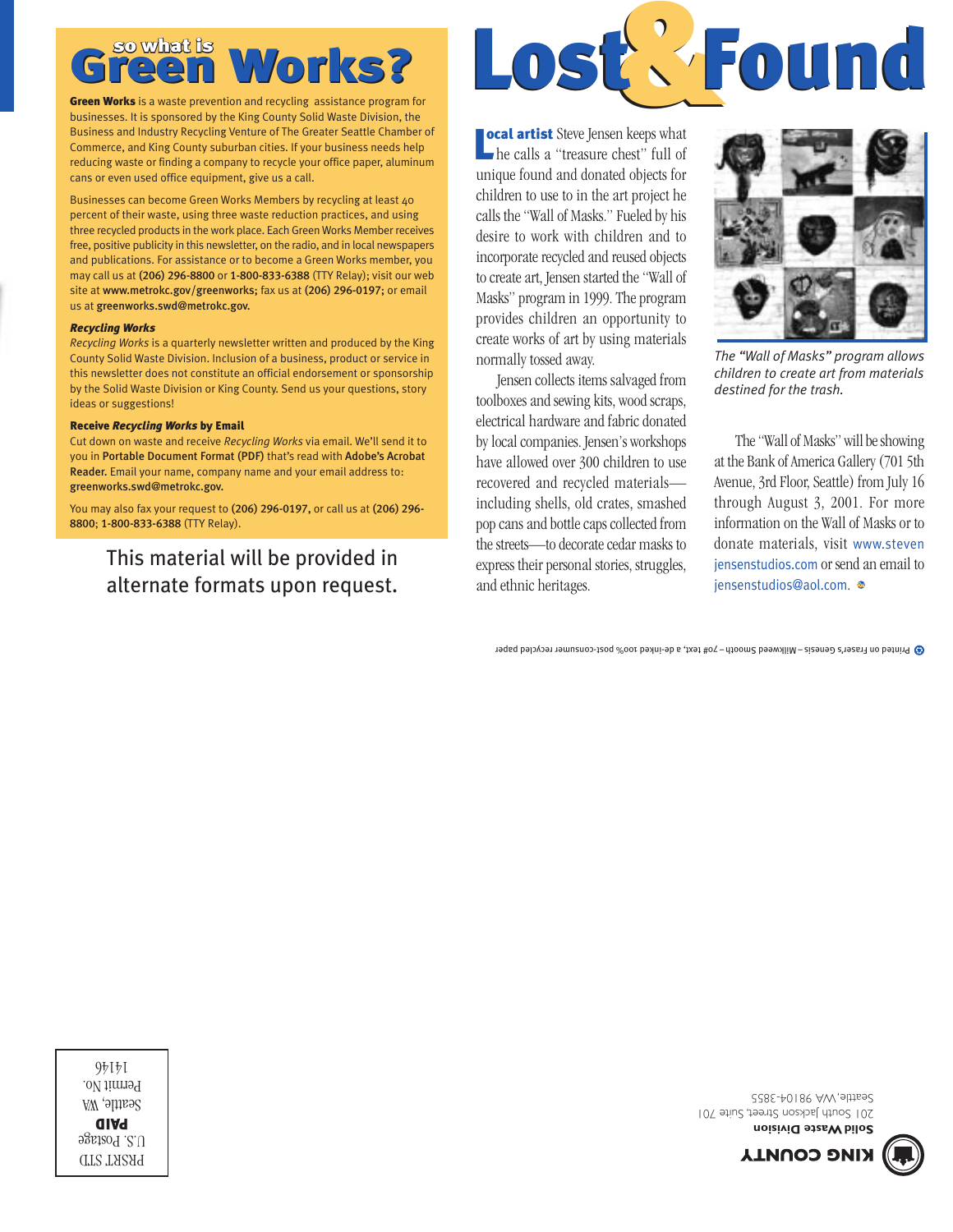# so what is Green Works?

**Green Works** is a waste prevention and recycling assistance program for businesses. It is sponsored by the King County Solid Waste Division, the Business and Industry Recycling Venture of The Greater Seattle Chamber of Commerce, and King County suburban cities. If your business needs help reducing waste or finding a company to recycle your office paper, aluminum cans or even used office equipment, give us a call.

Businesses can become Green Works Members by recycling at least 40 percent of their waste, using three waste reduction practices, and using three recycled products in the work place. Each Green Works Member receives free, positive publicity in this newsletter, on the radio, and in local newspapers and publications. For assistance or to become a Green Works member, you may call us at **(206) 296-8800** or **1-800-833-6388** (TTY Relay); visit our web site at **www.metrokc.gov/greenworks;** fax us at **(206) 296-0197;** or email us at **greenworks.swd@metrokc.gov.**

***Recycling Works***

*Recycling Works* is a quarterly newsletter written and produced by the King County Solid Waste Division. Inclusion of a business, product or service in this newsletter does not constitute an official endorsement or sponsorship by the Solid Waste Division or King County. Send us your questions, story ideas or suggestions!

**Receive *Recycling Works* by Email**

Cut down on waste and receive *Recycling Works* via email. We'll send it to you in **Portable Document Format (PDF)** that's read with **Adobe's Acrobat Reader.** Email your name, company name and your email address to: **greenworks.swd@metrokc.gov.**

You may also fax your request to **(206) 296-0197,** or call us at **(206) 296-8800; 1-800-833-6388** (TTY Relay).

This material will be provided in alternate formats upon request.

# Lost & Found

**Local artist** Steve Jensen keeps what he calls a "treasure chest" full of unique found and donated objects for children to use to in the art project he calls the "Wall of Masks." Fueled by his desire to work with children and to incorporate recycled and reused objects to create art, Jensen started the "Wall of Masks" program in 1999. The program provides children an opportunity to create works of art by using materials normally tossed away.

Jensen collects items salvaged from toolboxes and sewing kits, wood scraps, electrical hardware and fabric donated by local companies. Jensen's workshops have allowed over 300 children to use recovered and recycled materials—including shells, old crates, smashed pop cans and bottle caps collected from the streets—to decorate cedar masks to express their personal stories, struggles, and ethnic heritages.

*The "Wall of Masks" program allows children to create art from materials destined for the trash.*

The "Wall of Masks" will be showing at the Bank of America Gallery (701 5th Avenue, 3rd Floor, Seattle) from July 16 through August 3, 2001. For more information on the Wall of Masks or to donate materials, visit www.stevenjensenstudios.com or send an email to jensenstudios@aol.com.

Printed on Fraser's Genesis – Milkweed Smooth – 70# text, a de-inked 100% post-consumer recycled paper

**KING COUNTY**
**Solid Waste Division**
201 South Jackson Street, Suite 701
Seattle, WA 98104-3855

PRSRT STD
U.S. Postage
**PAID**
Seattle, WA
Permit No.
14146